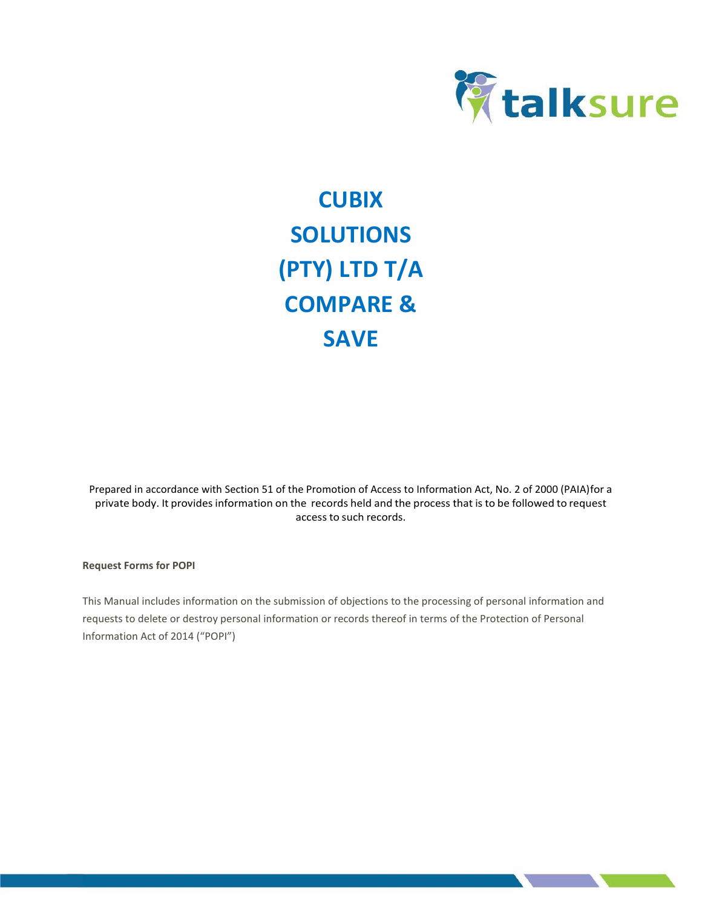talksure

# CUBIX SOLUTIONS (PTY) LTD T/A COMPARE & SAVE

Prepared in accordance with Section 51 of the Promotion of Access to Information Act, No. 2 of 2000 (PAIA)for a private body. It provides information on the records held and the process that is to be followed to request access to such records.

**Request Forms for POPI**

This Manual includes information on the submission of objections to the processing of personal information and requests to delete or destroy personal information or records thereof in terms of the Protection of Personal Information Act of 2014 ("POPI")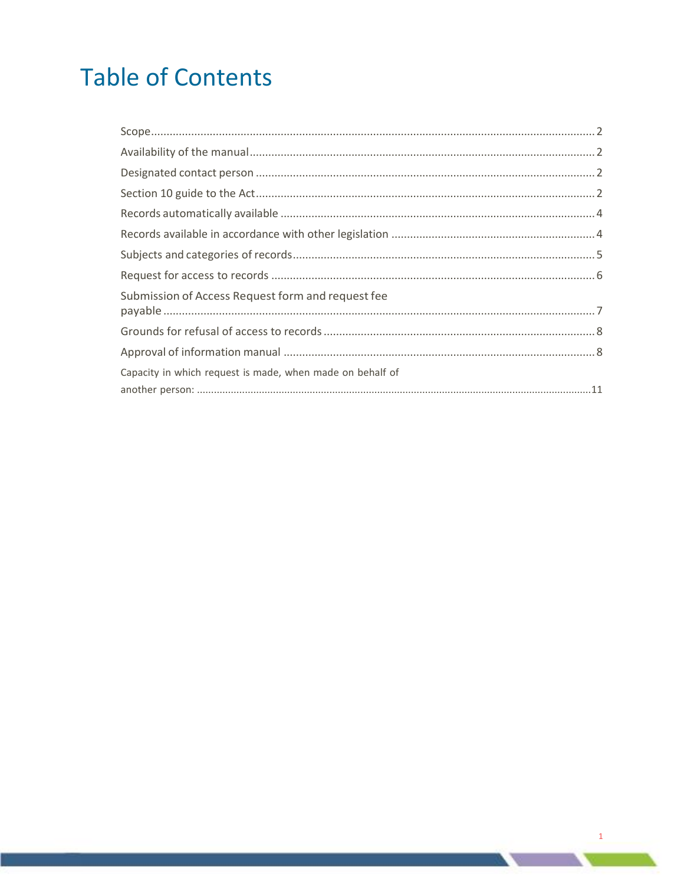# Table of Contents

| | |
|---|---|
| Scope | 2 |
| Availability of the manual | 2 |
| Designated contact person | 2 |
| Section 10 guide to the Act | 2 |
| Records automatically available | 4 |
| Records available in accordance with other legislation | 4 |
| Subjects and categories of records | 5 |
| Request for access to records | 6 |
| Submission of Access Request form and request fee payable | 7 |
| Grounds for refusal of access to records | 8 |
| Approval of information manual | 8 |
| Capacity in which request is made, when made on behalf of another person: | 11 |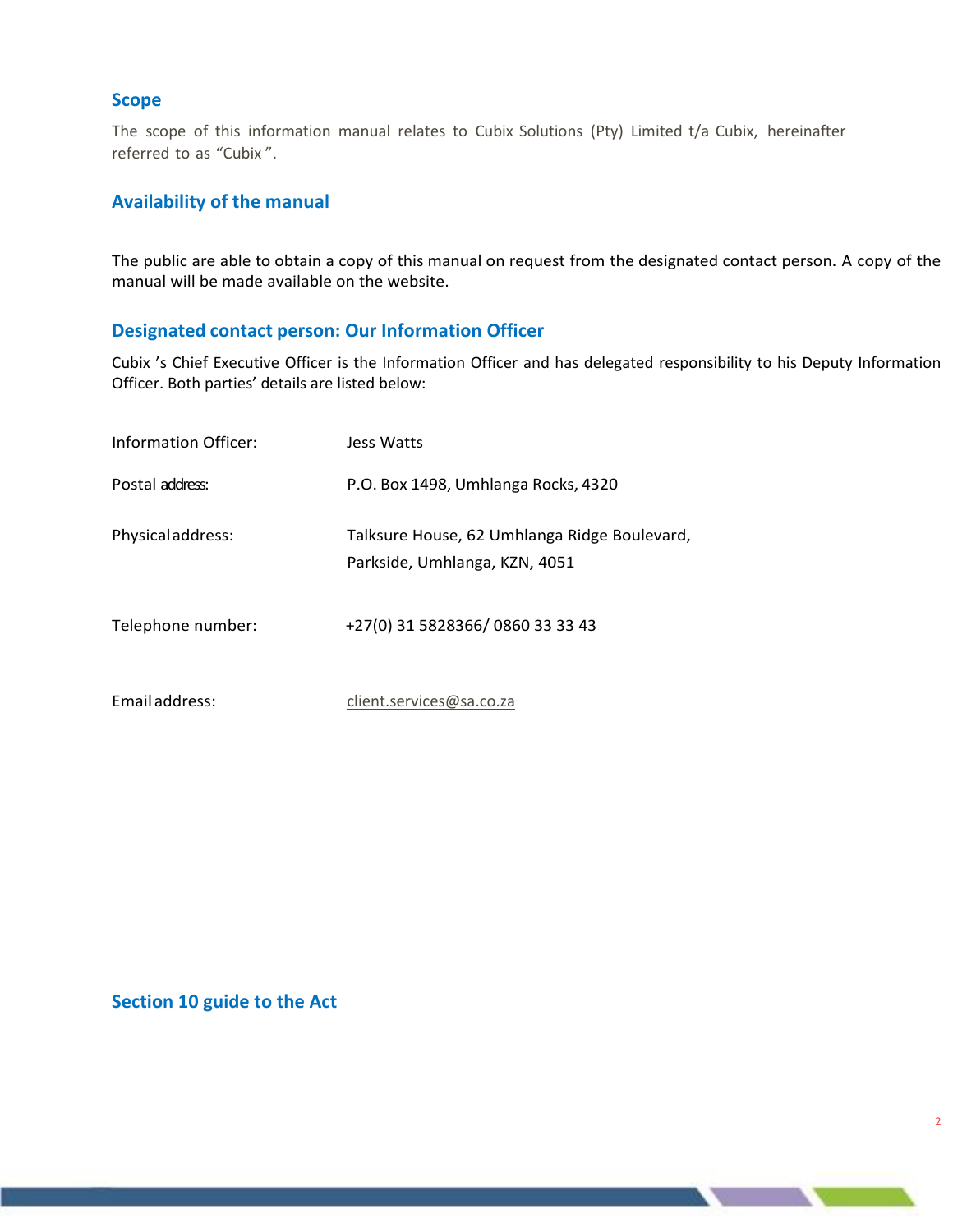## Scope

The scope of this information manual relates to Cubix Solutions (Pty) Limited t/a Cubix, hereinafter referred to as "Cubix".

## Availability of the manual

The public are able to obtain a copy of this manual on request from the designated contact person. A copy of the manual will be made available on the website.

## Designated contact person: Our Information Officer

Cubix 's Chief Executive Officer is the Information Officer and has delegated responsibility to his Deputy Information Officer. Both parties' details are listed below:

| | |
|---|---|
| Information Officer: | Jess Watts |
| Postal address: | P.O. Box 1498, Umhlanga Rocks, 4320 |
| Physical address: | Talksure House, 62 Umhlanga Ridge Boulevard, Parkside, Umhlanga, KZN, 4051 |
| Telephone number: | +27(0) 31 5828366/ 0860 33 33 43 |
| Email address: | client.services@sa.co.za |

## Section 10 guide to the Act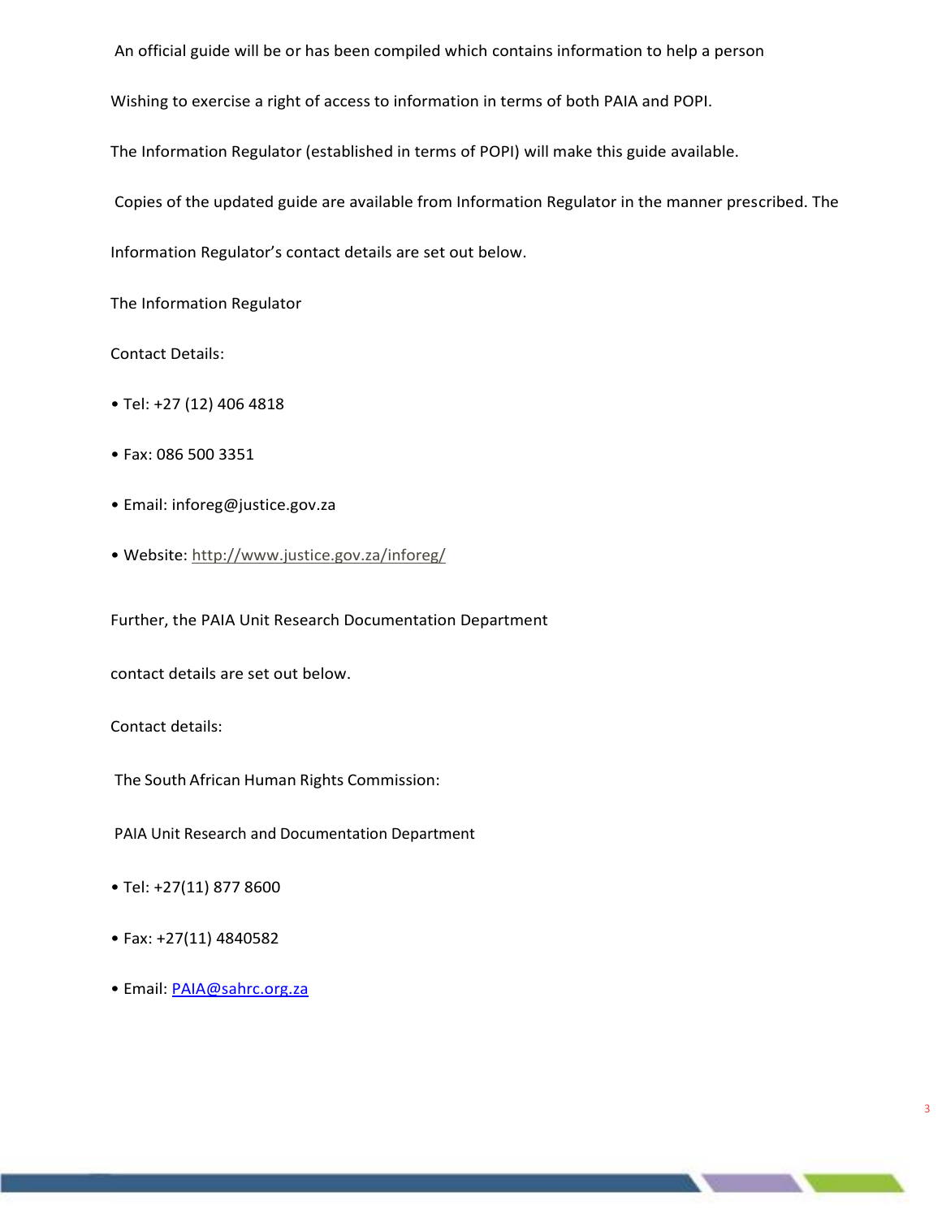An official guide will be or has been compiled which contains information to help a person

Wishing to exercise a right of access to information in terms of both PAIA and POPI.

The Information Regulator (established in terms of POPI) will make this guide available.

Copies of the updated guide are available from Information Regulator in the manner prescribed. The

Information Regulator's contact details are set out below.

The Information Regulator

Contact Details:

- Tel: +27 (12) 406 4818
- Fax: 086 500 3351
- Email: inforeg@justice.gov.za
- Website: http://www.justice.gov.za/inforeg/

Further, the PAIA Unit Research Documentation Department

contact details are set out below.

Contact details:

The South African Human Rights Commission:

PAIA Unit Research and Documentation Department

- Tel: +27(11) 877 8600
- Fax: +27(11) 4840582
- Email: PAIA@sahrc.org.za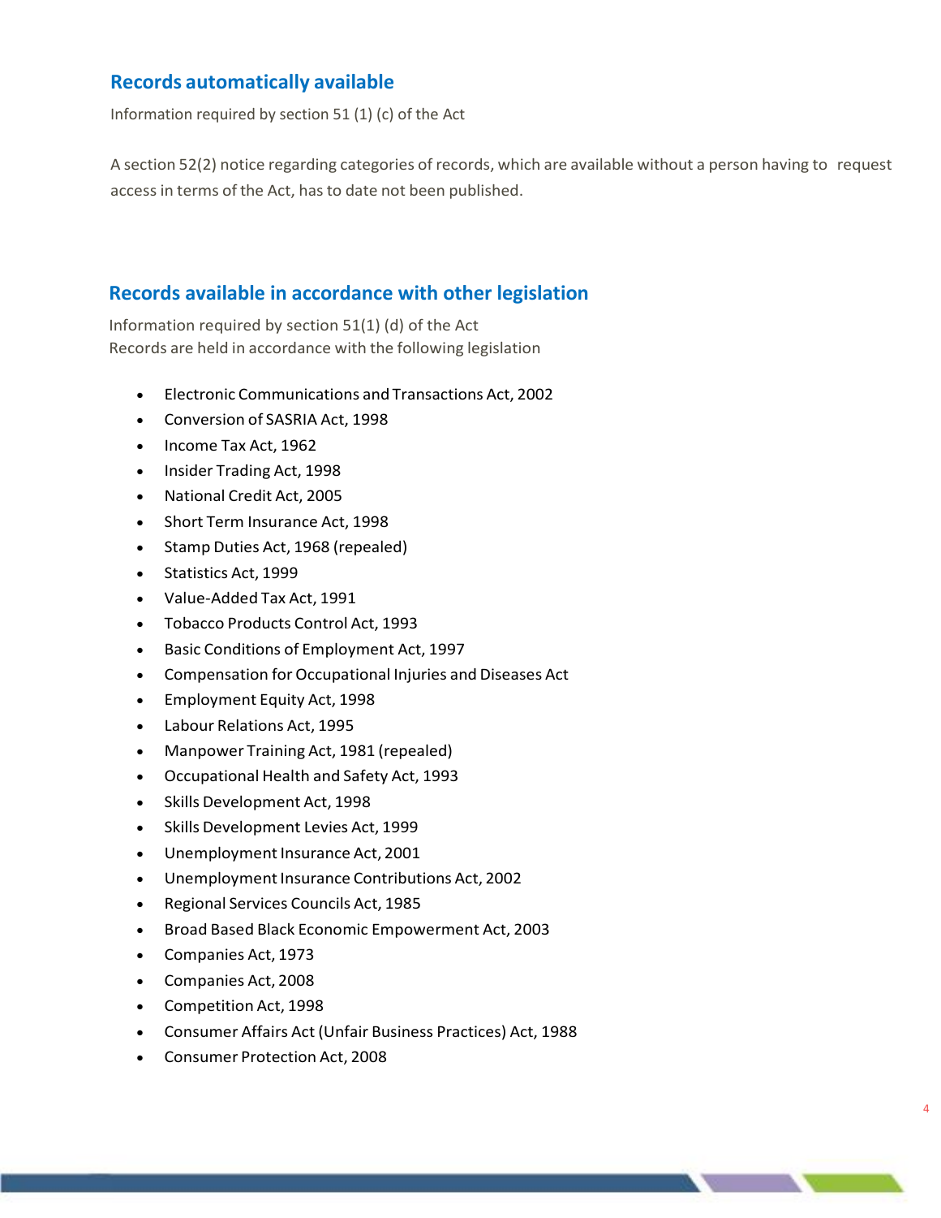## Records automatically available

Information required by section 51 (1) (c) of the Act

A section 52(2) notice regarding categories of records, which are available without a person having to request access in terms of the Act, has to date not been published.

## Records available in accordance with other legislation

Information required by section 51(1) (d) of the Act
Records are held in accordance with the following legislation

- Electronic Communications and Transactions Act, 2002
- Conversion of SASRIA Act, 1998
- Income Tax Act, 1962
- Insider Trading Act, 1998
- National Credit Act, 2005
- Short Term Insurance Act, 1998
- Stamp Duties Act, 1968 (repealed)
- Statistics Act, 1999
- Value-Added Tax Act, 1991
- Tobacco Products Control Act, 1993
- Basic Conditions of Employment Act, 1997
- Compensation for Occupational Injuries and Diseases Act
- Employment Equity Act, 1998
- Labour Relations Act, 1995
- Manpower Training Act, 1981 (repealed)
- Occupational Health and Safety Act, 1993
- Skills Development Act, 1998
- Skills Development Levies Act, 1999
- Unemployment Insurance Act, 2001
- Unemployment Insurance Contributions Act, 2002
- Regional Services Councils Act, 1985
- Broad Based Black Economic Empowerment Act, 2003
- Companies Act, 1973
- Companies Act, 2008
- Competition Act, 1998
- Consumer Affairs Act (Unfair Business Practices) Act, 1988
- Consumer Protection Act, 2008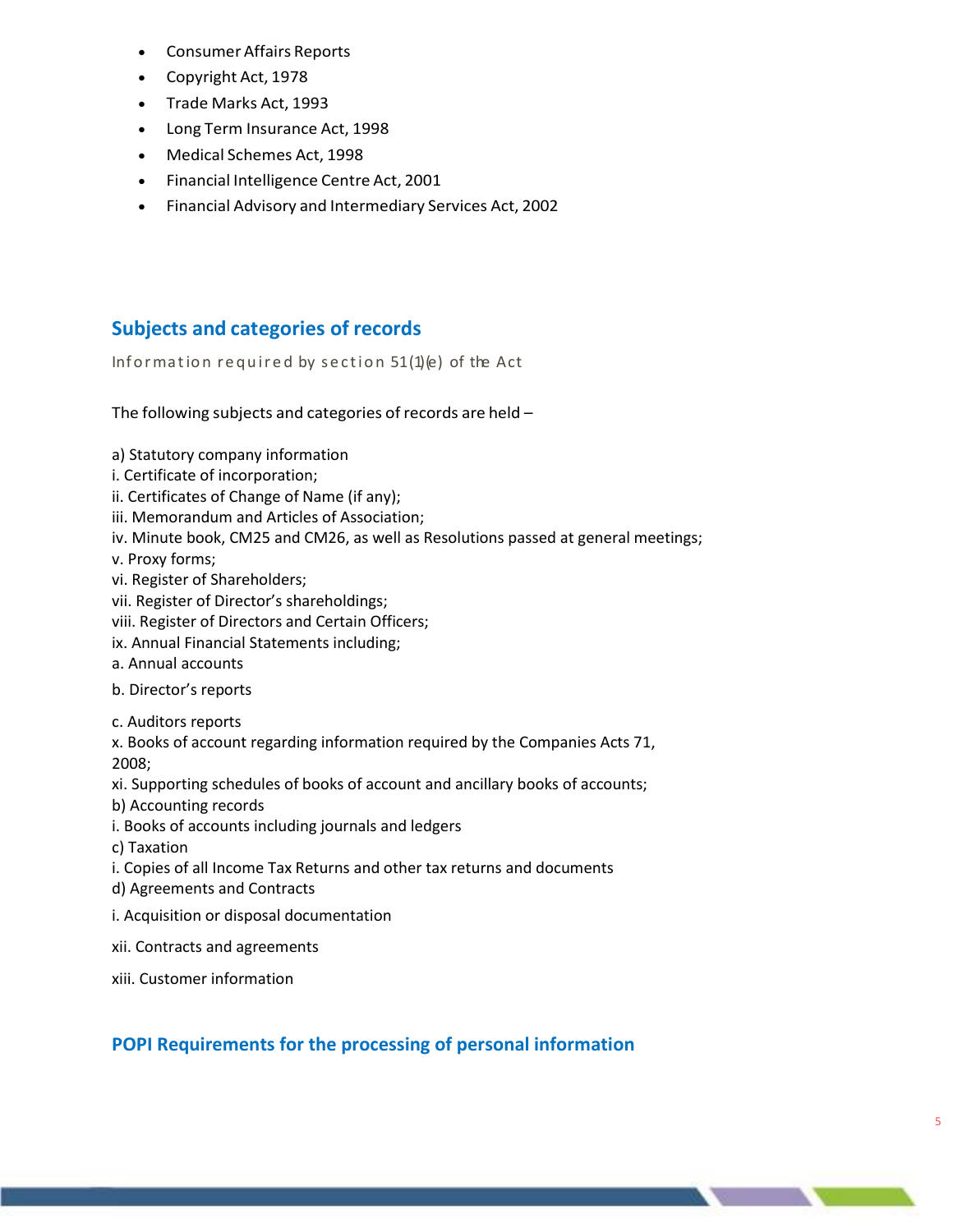- Consumer Affairs Reports
- Copyright Act, 1978
- Trade Marks Act, 1993
- Long Term Insurance Act, 1998
- Medical Schemes Act, 1998
- Financial Intelligence Centre Act, 2001
- Financial Advisory and Intermediary Services Act, 2002

## Subjects and categories of records

Information required by section 51(1)(e) of the Act

The following subjects and categories of records are held –

a) Statutory company information
i. Certificate of incorporation;
ii. Certificates of Change of Name (if any);
iii. Memorandum and Articles of Association;
iv. Minute book, CM25 and CM26, as well as Resolutions passed at general meetings;
v. Proxy forms;
vi. Register of Shareholders;
vii. Register of Director's shareholdings;
viii. Register of Directors and Certain Officers;
ix. Annual Financial Statements including;
a. Annual accounts

b. Director's reports

c. Auditors reports
x. Books of account regarding information required by the Companies Acts 71, 2008;
xi. Supporting schedules of books of account and ancillary books of accounts;
b) Accounting records
i. Books of accounts including journals and ledgers
c) Taxation
i. Copies of all Income Tax Returns and other tax returns and documents
d) Agreements and Contracts

i. Acquisition or disposal documentation

xii. Contracts and agreements

xiii. Customer information

## POPI Requirements for the processing of personal information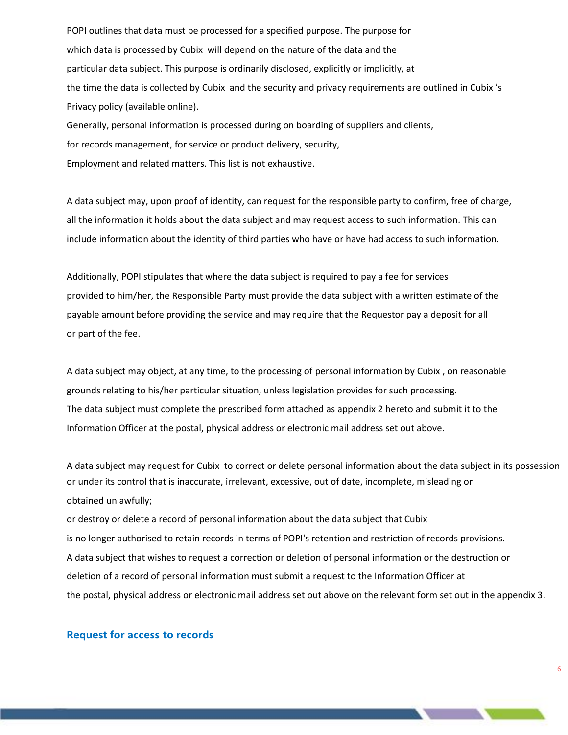POPI outlines that data must be processed for a specified purpose. The purpose for which data is processed by Cubix will depend on the nature of the data and the particular data subject. This purpose is ordinarily disclosed, explicitly or implicitly, at the time the data is collected by Cubix and the security and privacy requirements are outlined in Cubix 's Privacy policy (available online).

Generally, personal information is processed during on boarding of suppliers and clients, for records management, for service or product delivery, security, Employment and related matters. This list is not exhaustive.

A data subject may, upon proof of identity, can request for the responsible party to confirm, free of charge, all the information it holds about the data subject and may request access to such information. This can include information about the identity of third parties who have or have had access to such information.

Additionally, POPI stipulates that where the data subject is required to pay a fee for services provided to him/her, the Responsible Party must provide the data subject with a written estimate of the payable amount before providing the service and may require that the Requestor pay a deposit for all or part of the fee.

A data subject may object, at any time, to the processing of personal information by Cubix , on reasonable grounds relating to his/her particular situation, unless legislation provides for such processing. The data subject must complete the prescribed form attached as appendix 2 hereto and submit it to the Information Officer at the postal, physical address or electronic mail address set out above.

A data subject may request for Cubix to correct or delete personal information about the data subject in its possession or under its control that is inaccurate, irrelevant, excessive, out of date, incomplete, misleading or obtained unlawfully;

or destroy or delete a record of personal information about the data subject that Cubix is no longer authorised to retain records in terms of POPI's retention and restriction of records provisions.

A data subject that wishes to request a correction or deletion of personal information or the destruction or deletion of a record of personal information must submit a request to the Information Officer at the postal, physical address or electronic mail address set out above on the relevant form set out in the appendix 3.

## Request for access to records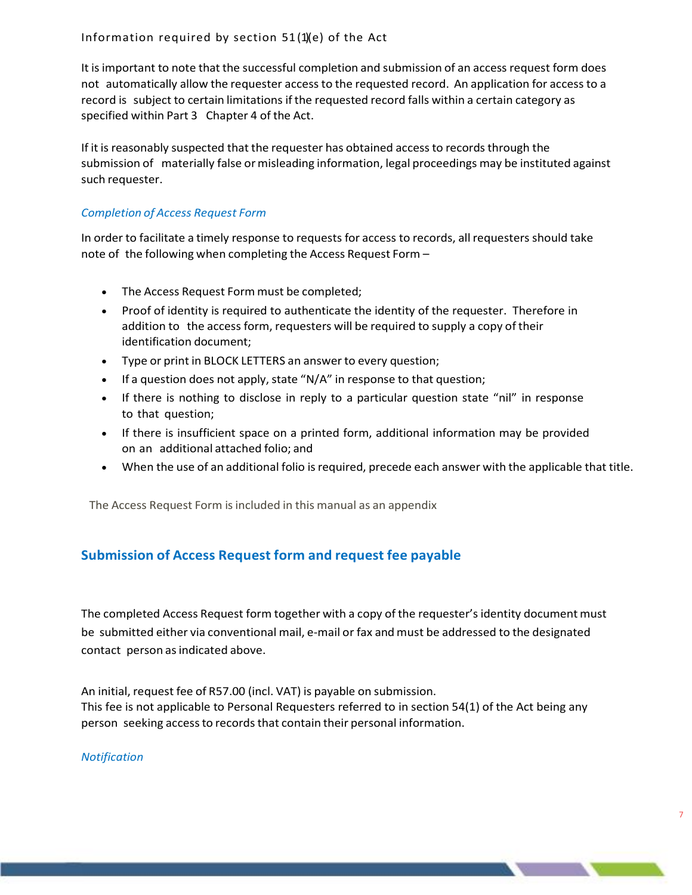Information required by section 51(1)(e) of the Act

It is important to note that the successful completion and submission of an access request form does not automatically allow the requester access to the requested record. An application for access to a record is subject to certain limitations if the requested record falls within a certain category as specified within Part 3 Chapter 4 of the Act.

If it is reasonably suspected that the requester has obtained access to records through the submission of materially false or misleading information, legal proceedings may be instituted against such requester.

### *Completion of Access Request Form*

In order to facilitate a timely response to requests for access to records, all requesters should take note of the following when completing the Access Request Form –

- The Access Request Form must be completed;
- Proof of identity is required to authenticate the identity of the requester. Therefore in addition to the access form, requesters will be required to supply a copy of their identification document;
- Type or print in BLOCK LETTERS an answer to every question;
- If a question does not apply, state "N/A" in response to that question;
- If there is nothing to disclose in reply to a particular question state "nil" in response to that question;
- If there is insufficient space on a printed form, additional information may be provided on an additional attached folio; and
- When the use of an additional folio is required, precede each answer with the applicable that title.

The Access Request Form is included in this manual as an appendix

## Submission of Access Request form and request fee payable

The completed Access Request form together with a copy of the requester's identity document must be submitted either via conventional mail, e-mail or fax and must be addressed to the designated contact person as indicated above.

An initial, request fee of R57.00 (incl. VAT) is payable on submission.
This fee is not applicable to Personal Requesters referred to in section 54(1) of the Act being any person seeking access to records that contain their personal information.

### *Notification*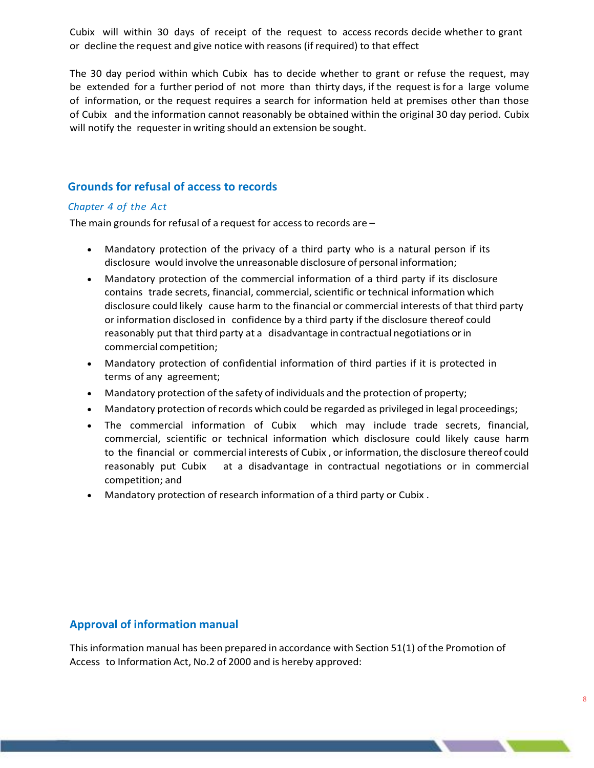Cubix will within 30 days of receipt of the request to access records decide whether to grant or decline the request and give notice with reasons (if required) to that effect

The 30 day period within which Cubix has to decide whether to grant or refuse the request, may be extended for a further period of not more than thirty days, if the request is for a large volume of information, or the request requires a search for information held at premises other than those of Cubix and the information cannot reasonably be obtained within the original 30 day period. Cubix will notify the requester in writing should an extension be sought.

## Grounds for refusal of access to records

*Chapter 4 of the Act*

The main grounds for refusal of a request for access to records are –

- Mandatory protection of the privacy of a third party who is a natural person if its disclosure would involve the unreasonable disclosure of personal information;
- Mandatory protection of the commercial information of a third party if its disclosure contains trade secrets, financial, commercial, scientific or technical information which disclosure could likely cause harm to the financial or commercial interests of that third party or information disclosed in confidence by a third party if the disclosure thereof could reasonably put that third party at a disadvantage in contractual negotiations or in commercial competition;
- Mandatory protection of confidential information of third parties if it is protected in terms of any agreement;
- Mandatory protection of the safety of individuals and the protection of property;
- Mandatory protection of records which could be regarded as privileged in legal proceedings;
- The commercial information of Cubix which may include trade secrets, financial, commercial, scientific or technical information which disclosure could likely cause harm to the financial or commercial interests of Cubix , or information, the disclosure thereof could reasonably put Cubix at a disadvantage in contractual negotiations or in commercial competition; and
- Mandatory protection of research information of a third party or Cubix .

## Approval of information manual

This information manual has been prepared in accordance with Section 51(1) of the Promotion of Access to Information Act, No.2 of 2000 and is hereby approved: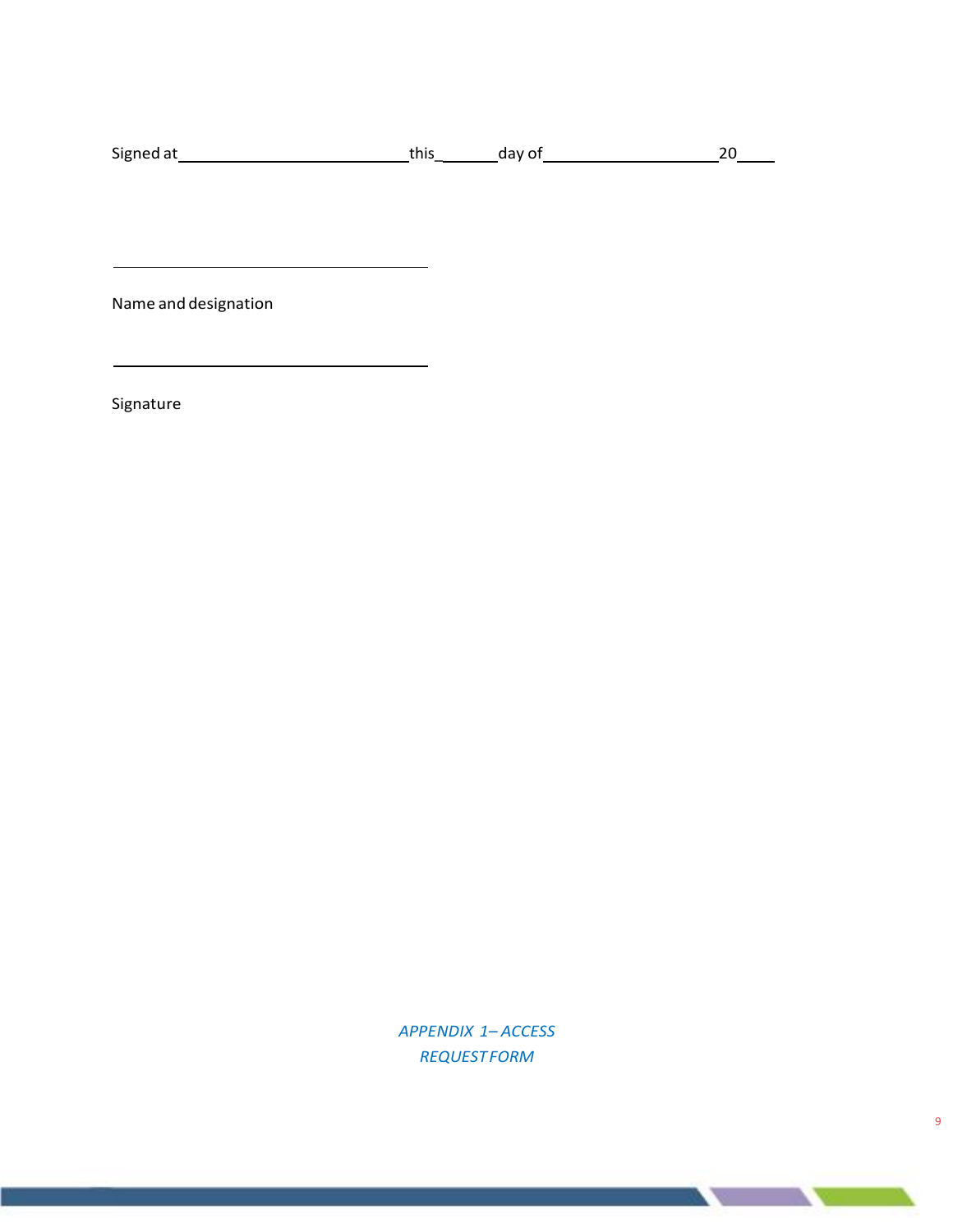Signed at ________________________ this______ day of __________________ 20____

______________________________

Name and designation

______________________________

Signature

*APPENDIX 1– ACCESS REQUEST FORM*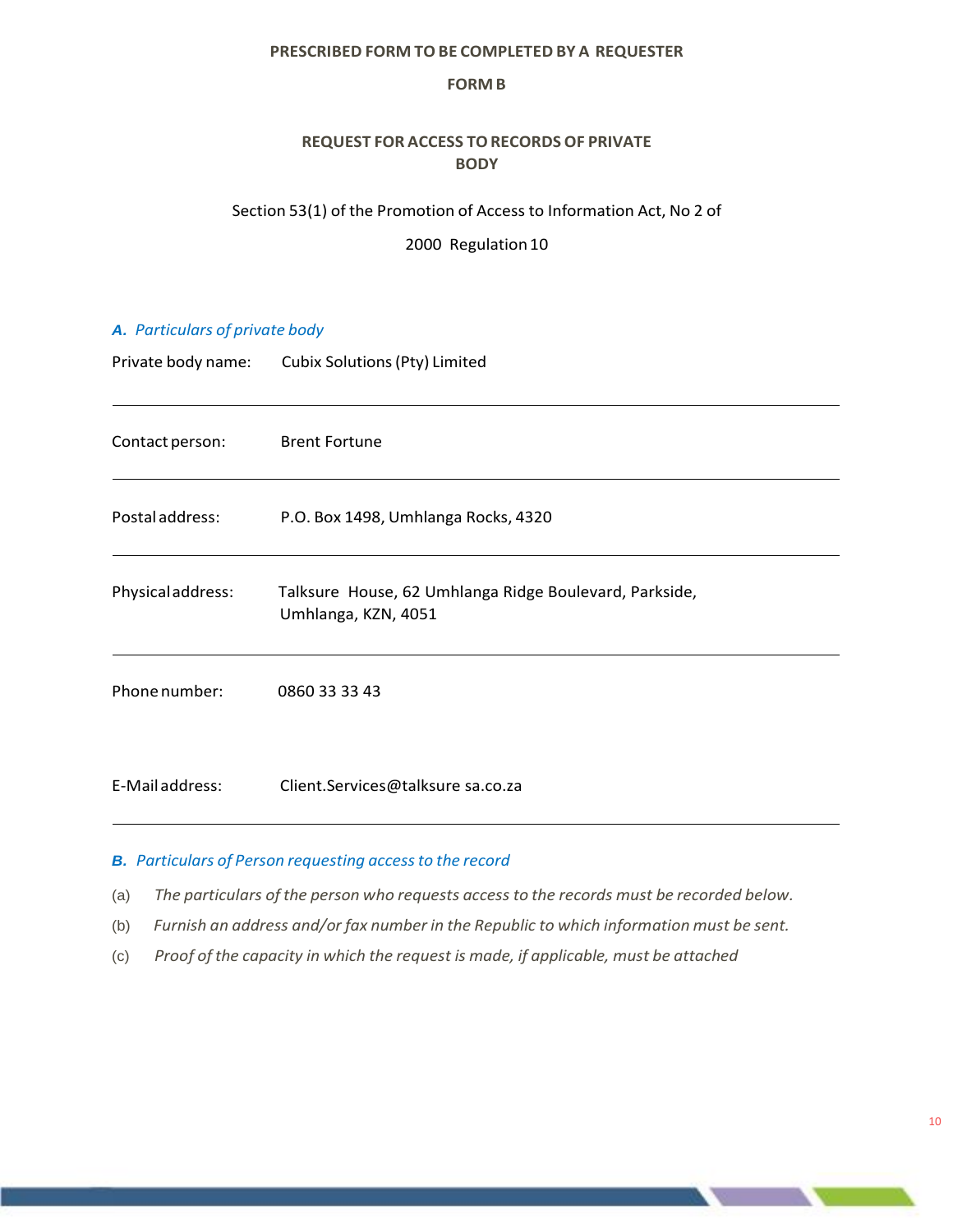**PRESCRIBED FORM TO BE COMPLETED BY A REQUESTER**

**FORM B**

**REQUEST FOR ACCESS TO RECORDS OF PRIVATE BODY**

Section 53(1) of the Promotion of Access to Information Act, No 2 of 2000 Regulation 10

### *A. Particulars of private body*

| | |
|---|---|
| Private body name: | Cubix Solutions (Pty) Limited |
| Contact person: | Brent Fortune |
| Postal address: | P.O. Box 1498, Umhlanga Rocks, 4320 |
| Physical address: | Talksure House, 62 Umhlanga Ridge Boulevard, Parkside, Umhlanga, KZN, 4051 |
| Phone number: | 0860 33 33 43 |
| E-Mail address: | Client.Services@talksure sa.co.za |

### *B. Particulars of Person requesting access to the record*

(a) *The particulars of the person who requests access to the records must be recorded below.*

(b) *Furnish an address and/or fax number in the Republic to which information must be sent.*

(c) *Proof of the capacity in which the request is made, if applicable, must be attached*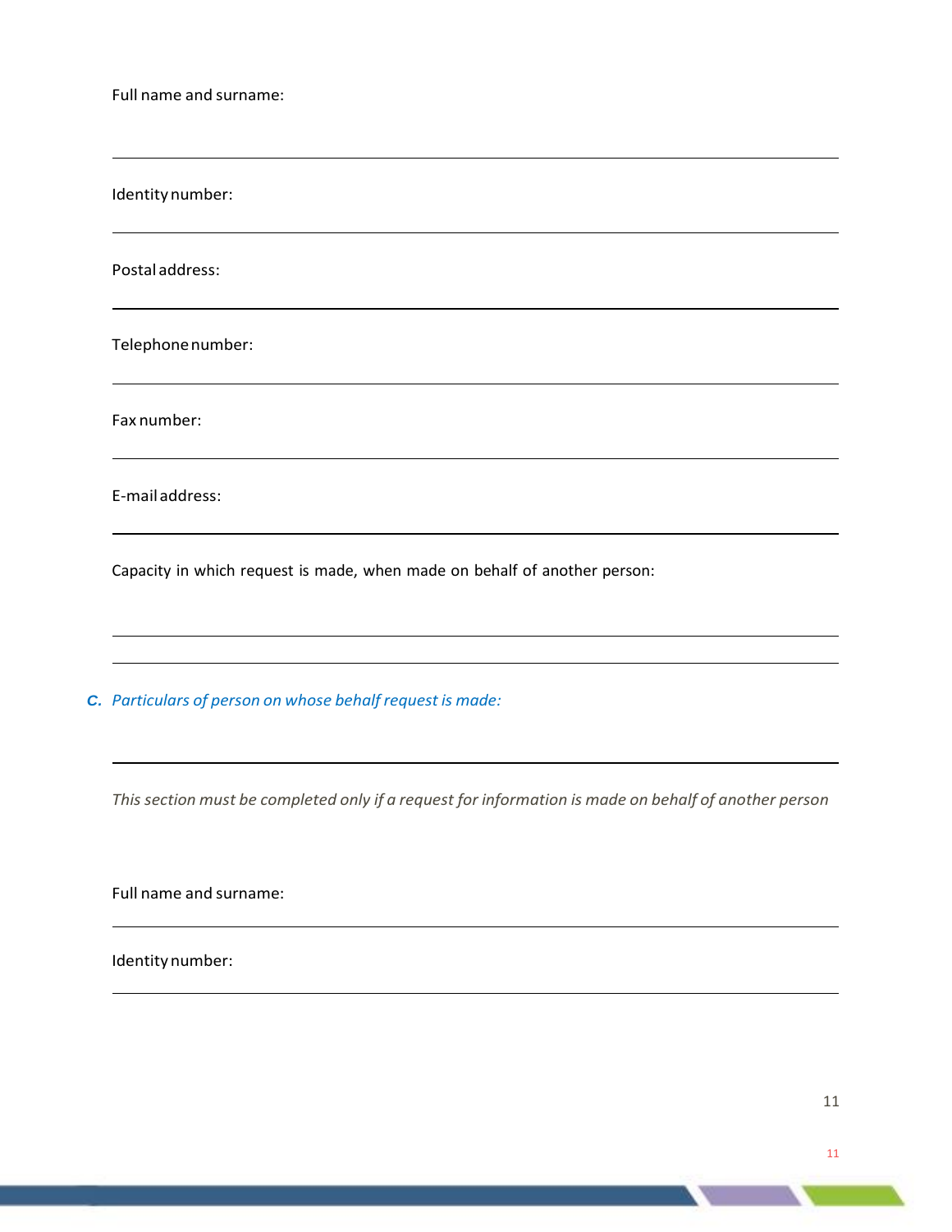Full name and surname:

---

Identity number:

---

Postal address:

---

Telephone number:

---

Fax number:

---

E-mail address:

---

Capacity in which request is made, when made on behalf of another person:

---

---

**C.** *Particulars of person on whose behalf request is made:*

---

*This section must be completed only if a request for information is made on behalf of another person*

Full name and surname:

---

Identity number:

---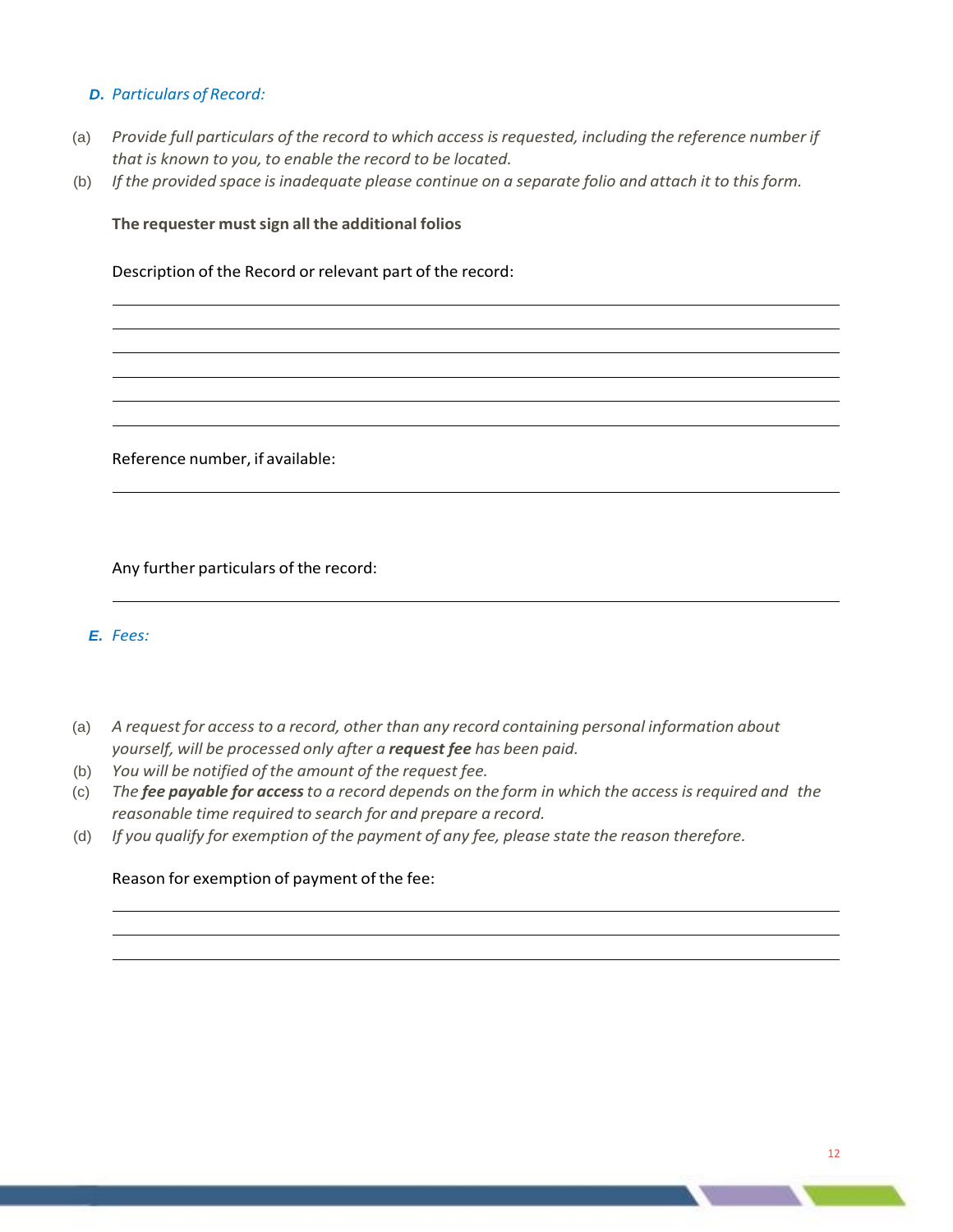***D.*** *Particulars of Record:*

(a) *Provide full particulars of the record to which access is requested, including the reference number if that is known to you, to enable the record to be located.*

(b) *If the provided space is inadequate please continue on a separate folio and attach it to this form.*

**The requester must sign all the additional folios**

Description of the Record or relevant part of the record:

\_\_\_\_\_\_\_\_\_\_\_\_\_\_\_\_\_\_\_\_\_\_\_\_\_\_\_\_\_\_\_\_\_\_\_\_\_\_\_\_\_\_\_\_\_\_\_\_\_\_\_\_\_\_\_\_\_\_\_\_

\_\_\_\_\_\_\_\_\_\_\_\_\_\_\_\_\_\_\_\_\_\_\_\_\_\_\_\_\_\_\_\_\_\_\_\_\_\_\_\_\_\_\_\_\_\_\_\_\_\_\_\_\_\_\_\_\_\_\_\_

\_\_\_\_\_\_\_\_\_\_\_\_\_\_\_\_\_\_\_\_\_\_\_\_\_\_\_\_\_\_\_\_\_\_\_\_\_\_\_\_\_\_\_\_\_\_\_\_\_\_\_\_\_\_\_\_\_\_\_\_

\_\_\_\_\_\_\_\_\_\_\_\_\_\_\_\_\_\_\_\_\_\_\_\_\_\_\_\_\_\_\_\_\_\_\_\_\_\_\_\_\_\_\_\_\_\_\_\_\_\_\_\_\_\_\_\_\_\_\_\_

\_\_\_\_\_\_\_\_\_\_\_\_\_\_\_\_\_\_\_\_\_\_\_\_\_\_\_\_\_\_\_\_\_\_\_\_\_\_\_\_\_\_\_\_\_\_\_\_\_\_\_\_\_\_\_\_\_\_\_\_

\_\_\_\_\_\_\_\_\_\_\_\_\_\_\_\_\_\_\_\_\_\_\_\_\_\_\_\_\_\_\_\_\_\_\_\_\_\_\_\_\_\_\_\_\_\_\_\_\_\_\_\_\_\_\_\_\_\_\_\_

Reference number, if available:

\_\_\_\_\_\_\_\_\_\_\_\_\_\_\_\_\_\_\_\_\_\_\_\_\_\_\_\_\_\_\_\_\_\_\_\_\_\_\_\_\_\_\_\_\_\_\_\_\_\_\_\_\_\_\_\_\_\_\_\_

Any further particulars of the record:

\_\_\_\_\_\_\_\_\_\_\_\_\_\_\_\_\_\_\_\_\_\_\_\_\_\_\_\_\_\_\_\_\_\_\_\_\_\_\_\_\_\_\_\_\_\_\_\_\_\_\_\_\_\_\_\_\_\_\_\_

***E.*** *Fees:*

(a) *A request for access to a record, other than any record containing personal information about yourself, will be processed only after a* ***request fee*** *has been paid.*

(b) *You will be notified of the amount of the request fee.*

(c) *The* ***fee payable for access*** *to a record depends on the form in which the access is required and the reasonable time required to search for and prepare a record.*

(d) *If you qualify for exemption of the payment of any fee, please state the reason therefore.*

Reason for exemption of payment of the fee:

\_\_\_\_\_\_\_\_\_\_\_\_\_\_\_\_\_\_\_\_\_\_\_\_\_\_\_\_\_\_\_\_\_\_\_\_\_\_\_\_\_\_\_\_\_\_\_\_\_\_\_\_\_\_\_\_\_\_\_\_

\_\_\_\_\_\_\_\_\_\_\_\_\_\_\_\_\_\_\_\_\_\_\_\_\_\_\_\_\_\_\_\_\_\_\_\_\_\_\_\_\_\_\_\_\_\_\_\_\_\_\_\_\_\_\_\_\_\_\_\_

\_\_\_\_\_\_\_\_\_\_\_\_\_\_\_\_\_\_\_\_\_\_\_\_\_\_\_\_\_\_\_\_\_\_\_\_\_\_\_\_\_\_\_\_\_\_\_\_\_\_\_\_\_\_\_\_\_\_\_\_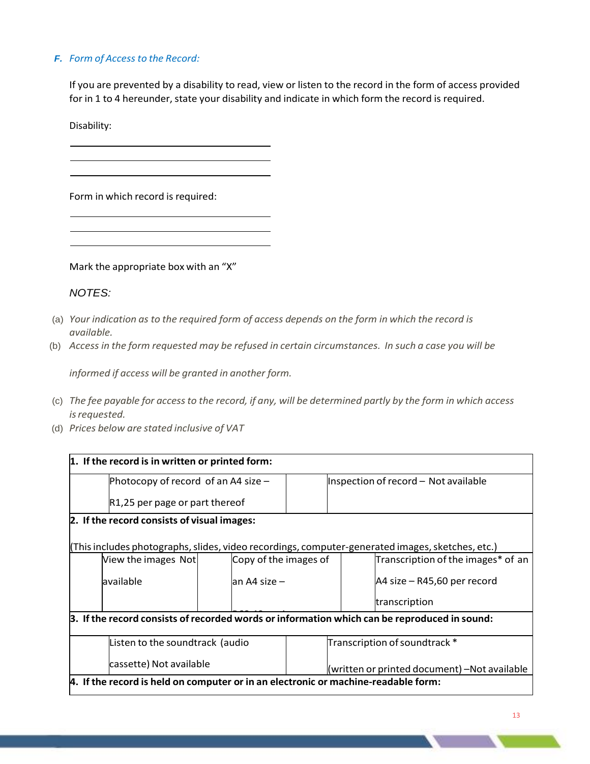### *F. Form of Access to the Record:*

If you are prevented by a disability to read, view or listen to the record in the form of access provided for in 1 to 4 hereunder, state your disability and indicate in which form the record is required.

Disability:

______________________________

______________________________

______________________________

Form in which record is required:

______________________________

______________________________

______________________________

Mark the appropriate box with an "X"

*NOTES:*

(a) *Your indication as to the required form of access depends on the form in which the record is available.*

(b) *Access in the form requested may be refused in certain circumstances. In such a case you will be informed if access will be granted in another form.*

(c) *The fee payable for access to the record, if any, will be determined partly by the form in which access is requested.*

(d) *Prices below are stated inclusive of VAT*

| **1. If the record is in written or printed form:** | | | | | |
|---|---|---|---|---|---|
| | Photocopy of record of an A4 size – R1,25 per page or part thereof | | Inspection of record – Not available | | |
| **2. If the record consists of visual images:** (This includes photographs, slides, video recordings, computer-generated images, sketches, etc.) | | | | | |
| | View the images Not available | | Copy of the images of an A4 size – | | Transcription of the images* of an A4 size – R45,60 per record transcription |
| **3. If the record consists of recorded words or information which can be reproduced in sound:** | | | | | |
| | Listen to the soundtrack (audio cassette) Not available | | Transcription of soundtrack * (written or printed document) –Not available | | |
| **4. If the record is held on computer or in an electronic or machine-readable form:** | | | | | |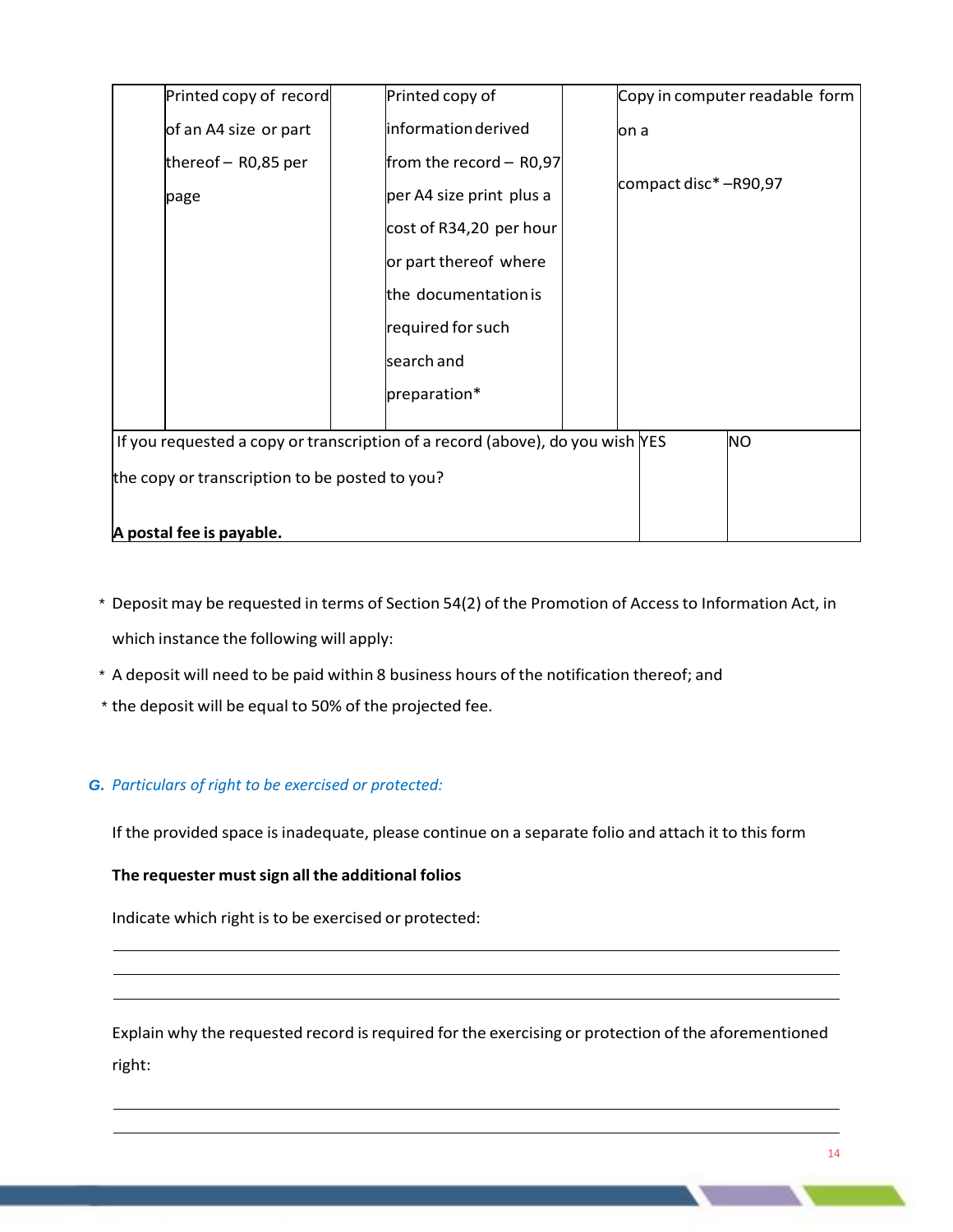|  | Printed copy of record of an A4 size or part thereof – R0,85 per page |  | Printed copy of information derived from the record – R0,97 per A4 size print plus a cost of R34,20 per hour or part thereof where the documentation is required for such search and preparation* |  | Copy in computer readable form on a compact disc* –R90,97 |
|---|---|---|---|---|---|

| If you requested a copy or transcription of a record (above), do you wish the copy or transcription to be posted to you? **A postal fee is payable.** | YES | NO |
|---|---|---|

\* Deposit may be requested in terms of Section 54(2) of the Promotion of Access to Information Act, in which instance the following will apply:

\* A deposit will need to be paid within 8 business hours of the notification thereof; and

\* the deposit will be equal to 50% of the projected fee.

### *G. Particulars of right to be exercised or protected:*

If the provided space is inadequate, please continue on a separate folio and attach it to this form

**The requester must sign all the additional folios**

Indicate which right is to be exercised or protected:

_______________________________________________

_______________________________________________

_______________________________________________

Explain why the requested record is required for the exercising or protection of the aforementioned right:

_______________________________________________

_______________________________________________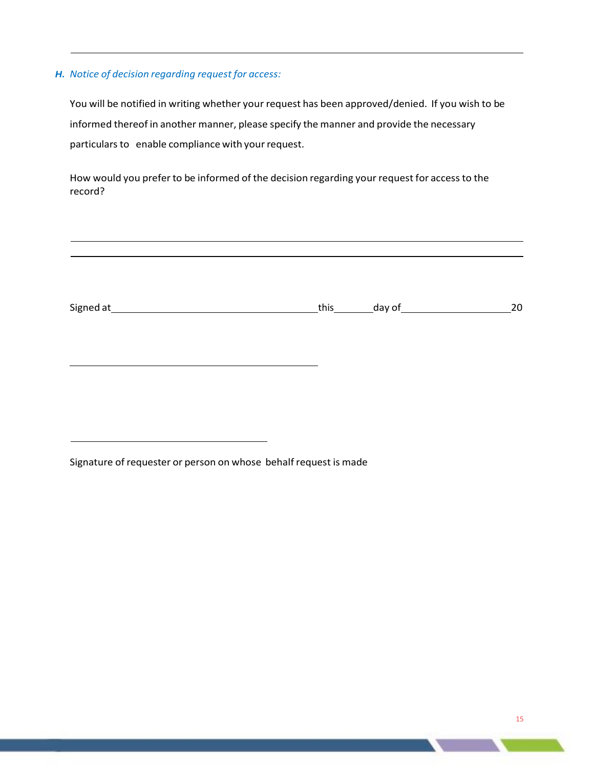### *H. Notice of decision regarding request for access:*

You will be notified in writing whether your request has been approved/denied. If you wish to be informed thereof in another manner, please specify the manner and provide the necessary particulars to enable compliance with your request.

How would you prefer to be informed of the decision regarding your request for access to the record?

______________________________________________________________________________

______________________________________________________________________________

Signed at ______________________________ this ________ day of ____________________ 20

________________________________________

________________________________________

Signature of requester or person on whose behalf request is made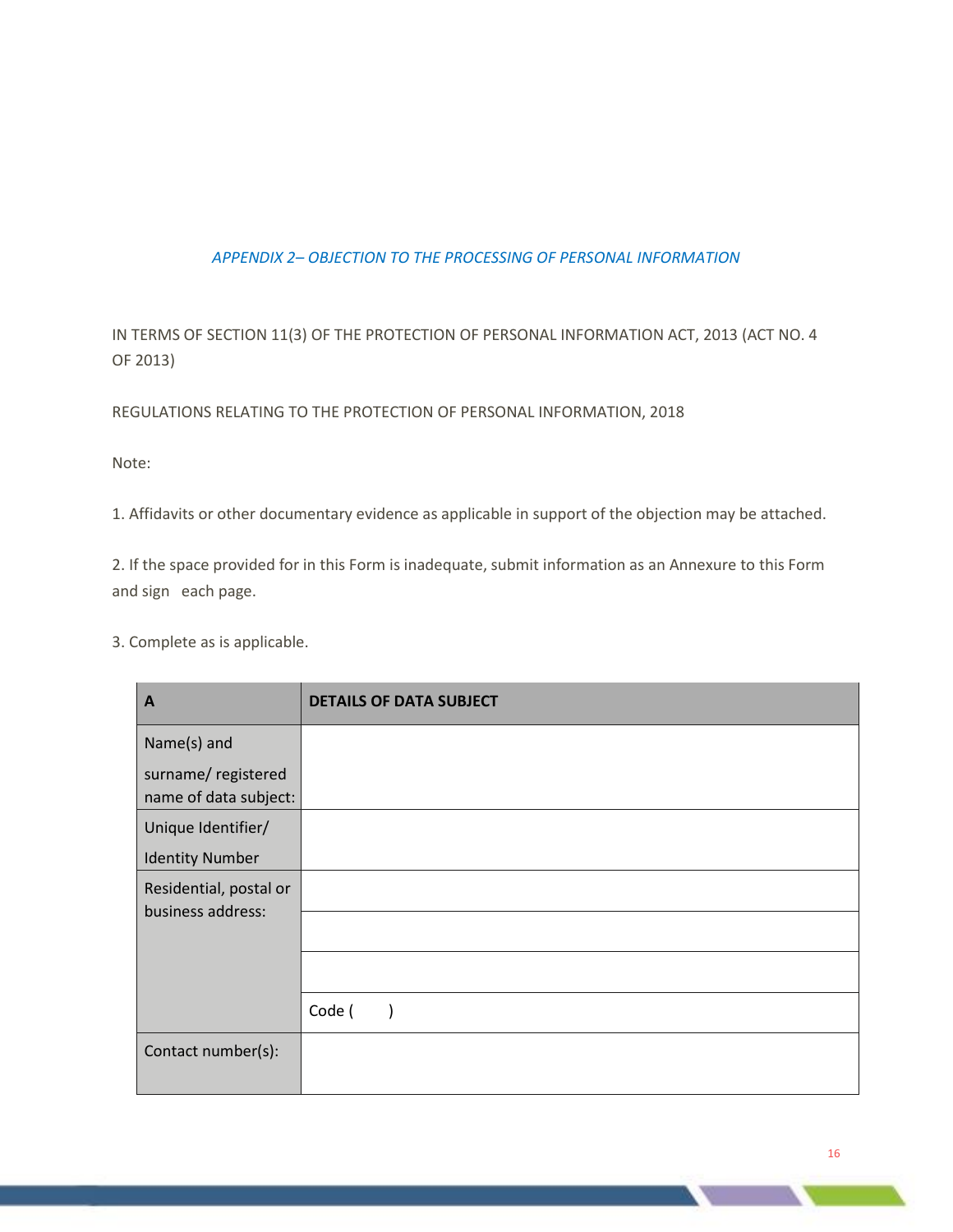*APPENDIX 2– OBJECTION TO THE PROCESSING OF PERSONAL INFORMATION*

IN TERMS OF SECTION 11(3) OF THE PROTECTION OF PERSONAL INFORMATION ACT, 2013 (ACT NO. 4 OF 2013)

REGULATIONS RELATING TO THE PROTECTION OF PERSONAL INFORMATION, 2018

Note:

1. Affidavits or other documentary evidence as applicable in support of the objection may be attached.

2. If the space provided for in this Form is inadequate, submit information as an Annexure to this Form and sign each page.

3. Complete as is applicable.

| **A** | **DETAILS OF DATA SUBJECT** |
| --- | --- |
| Name(s) and surname/ registered name of data subject: | |
| Unique Identifier/ Identity Number | |
| Residential, postal or business address: | |
| | |
| | |
| | Code (       ) |
| Contact number(s): | |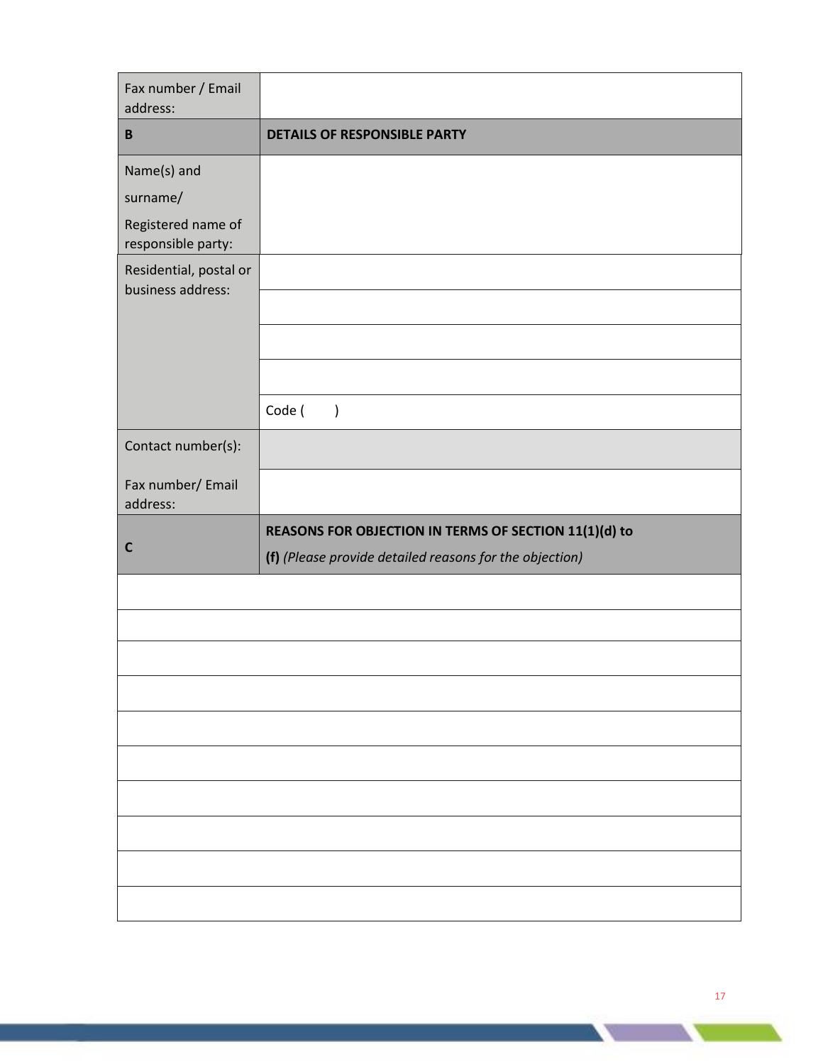| | |
|---|---|
| Fax number / Email address: | |
| **B** | **DETAILS OF RESPONSIBLE PARTY** |
| Name(s) and surname/ Registered name of responsible party: | |
| Residential, postal or business address: | |
| | |
| | |
| | |
| | Code (      ) |
| Contact number(s): | |
| Fax number/ Email address: | |
| **C** | **REASONS FOR OBJECTION IN TERMS OF SECTION 11(1)(d) to (f)** *(Please provide detailed reasons for the objection)* |
| | |
| | |
| | |
| | |
| | |
| | |
| | |
| | |
| | |
| | |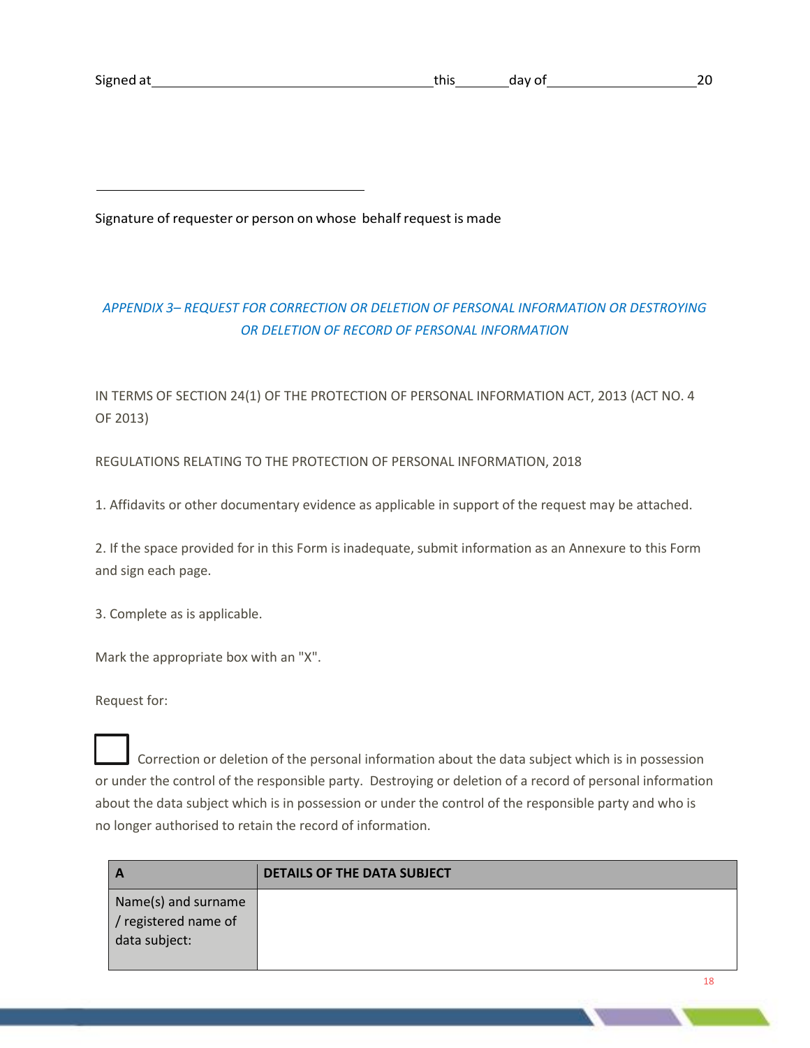Signed at ________________________________ this ________ day of ____________________ 20

_______________________________

Signature of requester or person on whose behalf request is made

## *APPENDIX 3– REQUEST FOR CORRECTION OR DELETION OF PERSONAL INFORMATION OR DESTROYING OR DELETION OF RECORD OF PERSONAL INFORMATION*

IN TERMS OF SECTION 24(1) OF THE PROTECTION OF PERSONAL INFORMATION ACT, 2013 (ACT NO. 4 OF 2013)

REGULATIONS RELATING TO THE PROTECTION OF PERSONAL INFORMATION, 2018

1. Affidavits or other documentary evidence as applicable in support of the request may be attached.

2. If the space provided for in this Form is inadequate, submit information as an Annexure to this Form and sign each page.

3. Complete as is applicable.

Mark the appropriate box with an "X".

Request for:

☐ Correction or deletion of the personal information about the data subject which is in possession or under the control of the responsible party. Destroying or deletion of a record of personal information about the data subject which is in possession or under the control of the responsible party and who is no longer authorised to retain the record of information.

| A | DETAILS OF THE DATA SUBJECT |
|---|---|
| Name(s) and surname / registered name of data subject: | |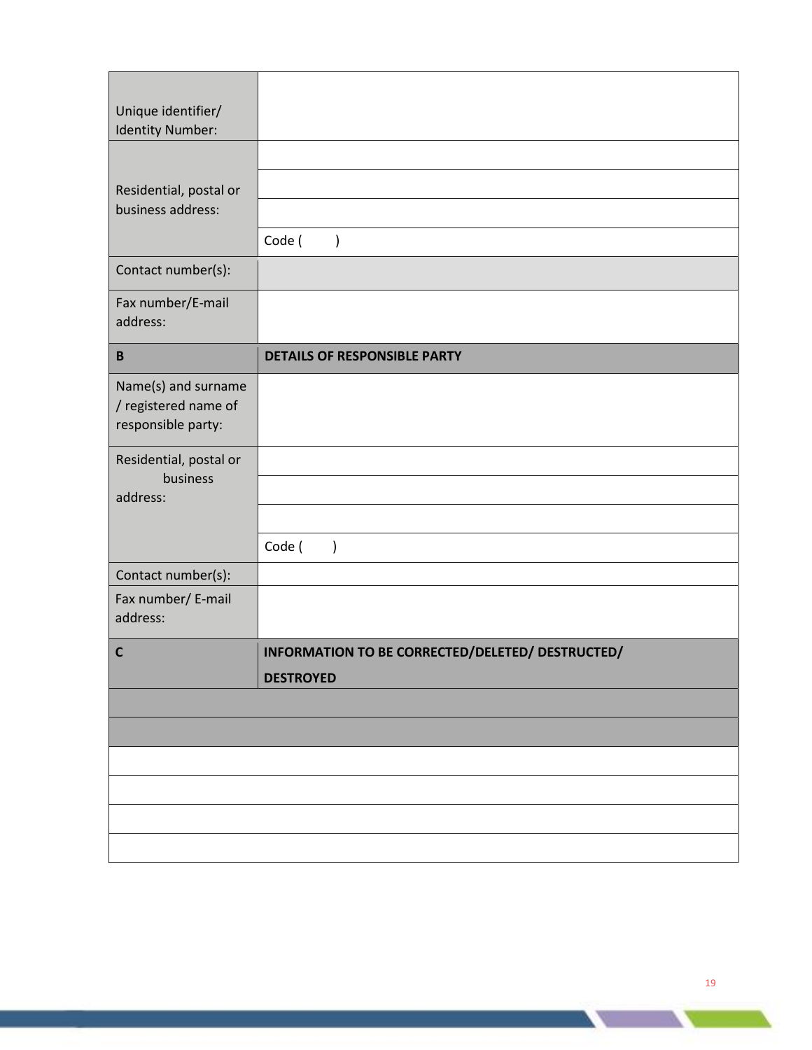| | |
|---|---|
| Unique identifier/ Identity Number: | |
| Residential, postal or business address: | |
| | |
| | |
| | Code (        ) |
| Contact number(s): | |
| Fax number/E-mail address: | |
| **B** | **DETAILS OF RESPONSIBLE PARTY** |
| Name(s) and surname / registered name of responsible party: | |
| Residential, postal or business address: | |
| | |
| | |
| | Code (        ) |
| Contact number(s): | |
| Fax number/ E-mail address: | |
| **C** | **INFORMATION TO BE CORRECTED/DELETED/ DESTRUCTED/ DESTROYED** |
| | |
| | |
| | |
| | |
| | |
| | |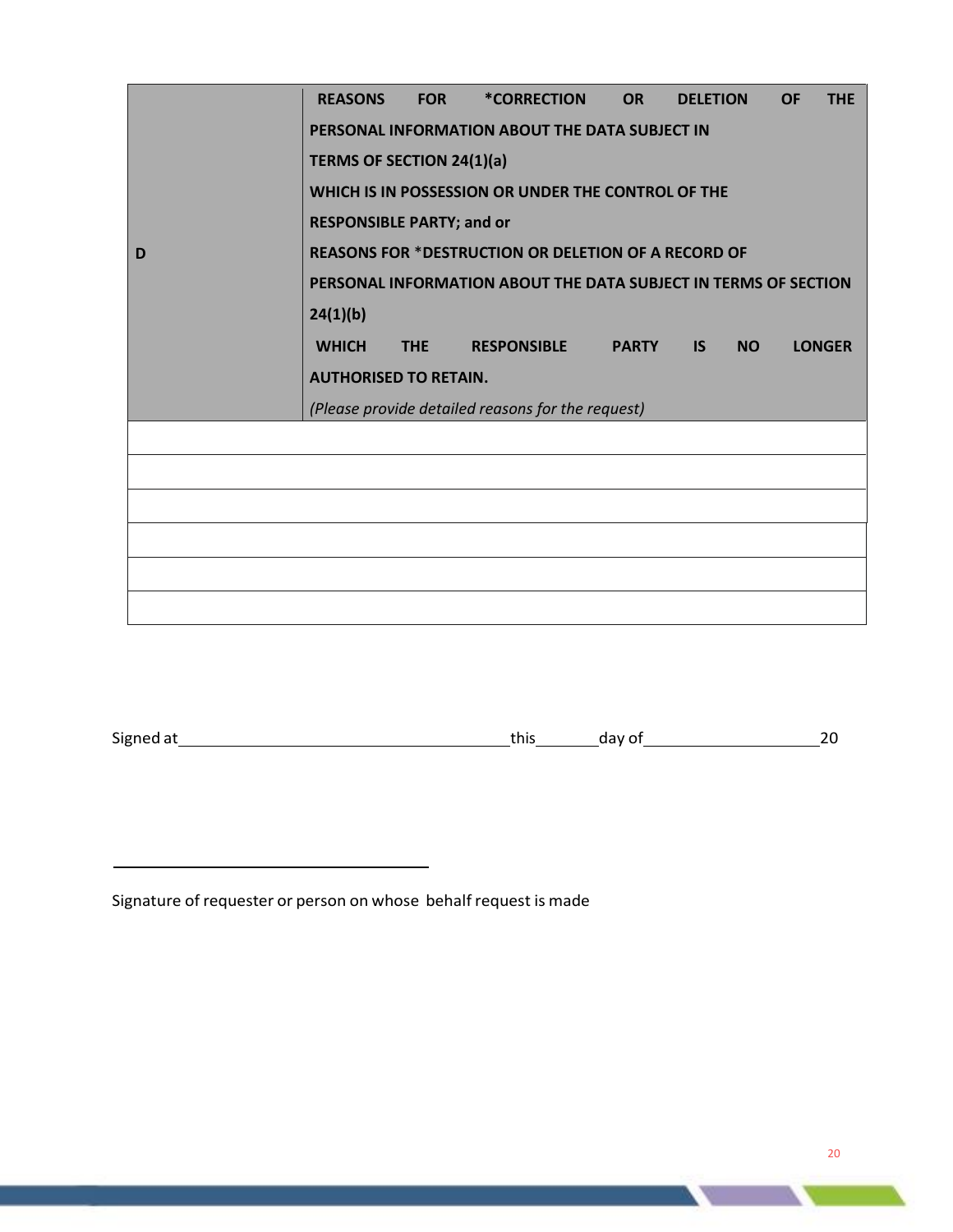| | |
|---|---|
| **D** | **REASONS FOR *CORRECTION OR DELETION OF THE PERSONAL INFORMATION ABOUT THE DATA SUBJECT IN TERMS OF SECTION 24(1)(a) WHICH IS IN POSSESSION OR UNDER THE CONTROL OF THE RESPONSIBLE PARTY; and or**<br>**REASONS FOR *DESTRUCTION OR DELETION OF A RECORD OF PERSONAL INFORMATION ABOUT THE DATA SUBJECT IN TERMS OF SECTION 24(1)(b) WHICH THE RESPONSIBLE PARTY IS NO LONGER AUTHORISED TO RETAIN.**<br>*(Please provide detailed reasons for the request)* |
| | |
| | |
| | |
| | |
| | |
| | |

Signed at ______________________________ this ________ day of ______________________ 20

______________________________

Signature of requester or person on whose behalf request is made